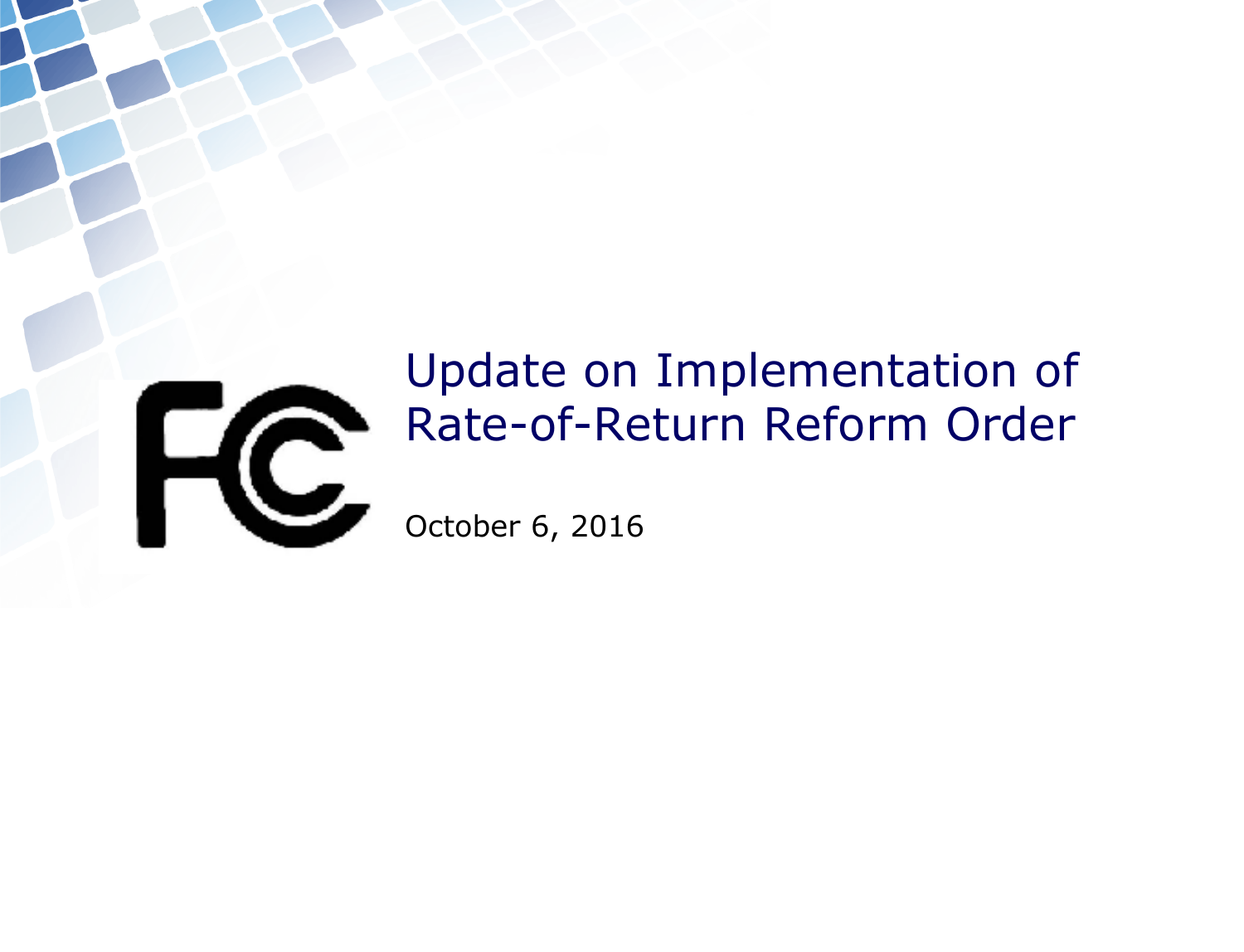# Update on Implementation of Rate-of-Return Reform Order

October 6, 2016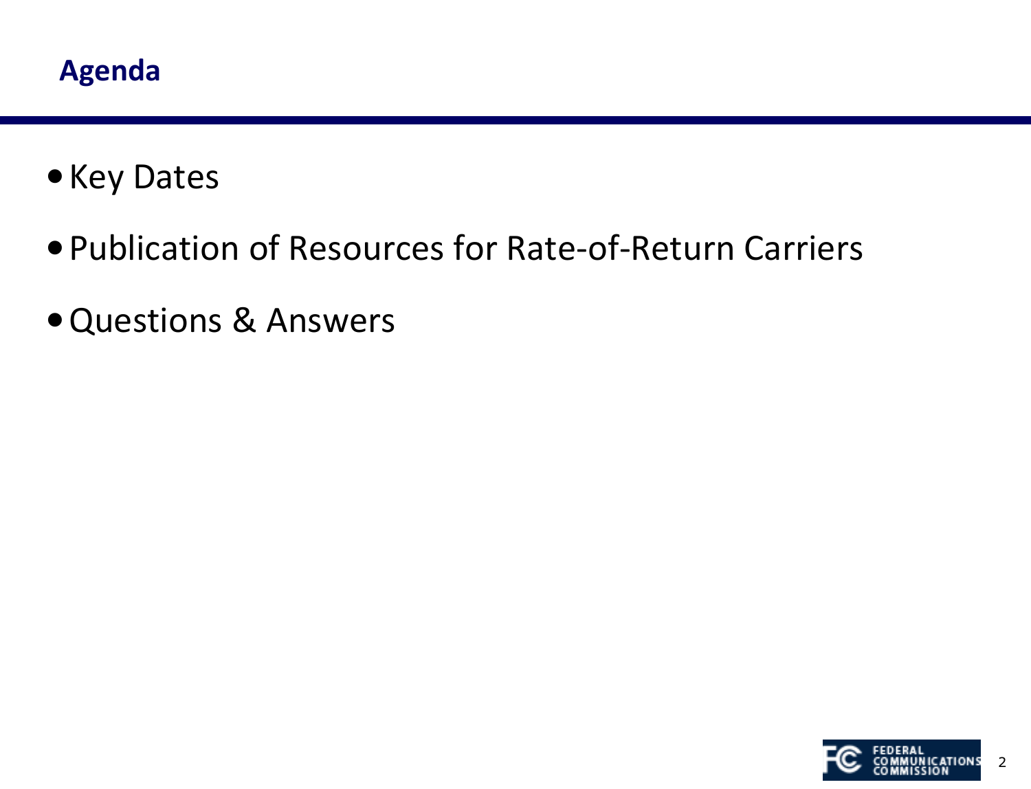## Agenda

- Key Dates
- Publication of Resources for Rate-of-Return Carriers
- Questions & Answers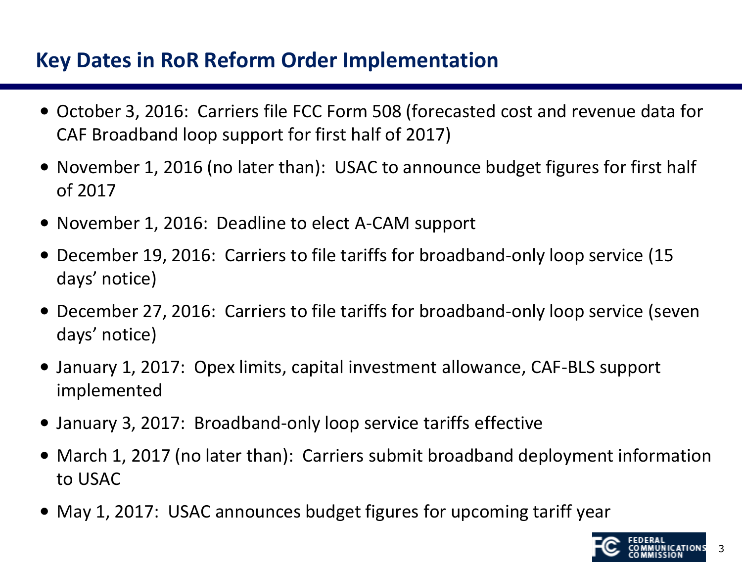## Key Dates in RoR Reform Order Implementation

- October 3, 2016: Carriers file FCC Form 508 (forecasted cost and revenue data for CAF Broadband loop support for first half of 2017)
- November 1, 2016 (no later than): USAC to announce budget figures for first half of 2017
- November 1, 2016: Deadline to elect A-CAM support
- December 19, 2016: Carriers to file tariffs for broadband-only loop service (15 days' notice)
- December 27, 2016: Carriers to file tariffs for broadband-only loop service (seven days' notice)
- January 1, 2017: Opex limits, capital investment allowance, CAF-BLS support implemented
- January 3, 2017: Broadband-only loop service tariffs effective
- March 1, 2017 (no later than): Carriers submit broadband deployment information to USAC
- May 1, 2017: USAC announces budget figures for upcoming tariff year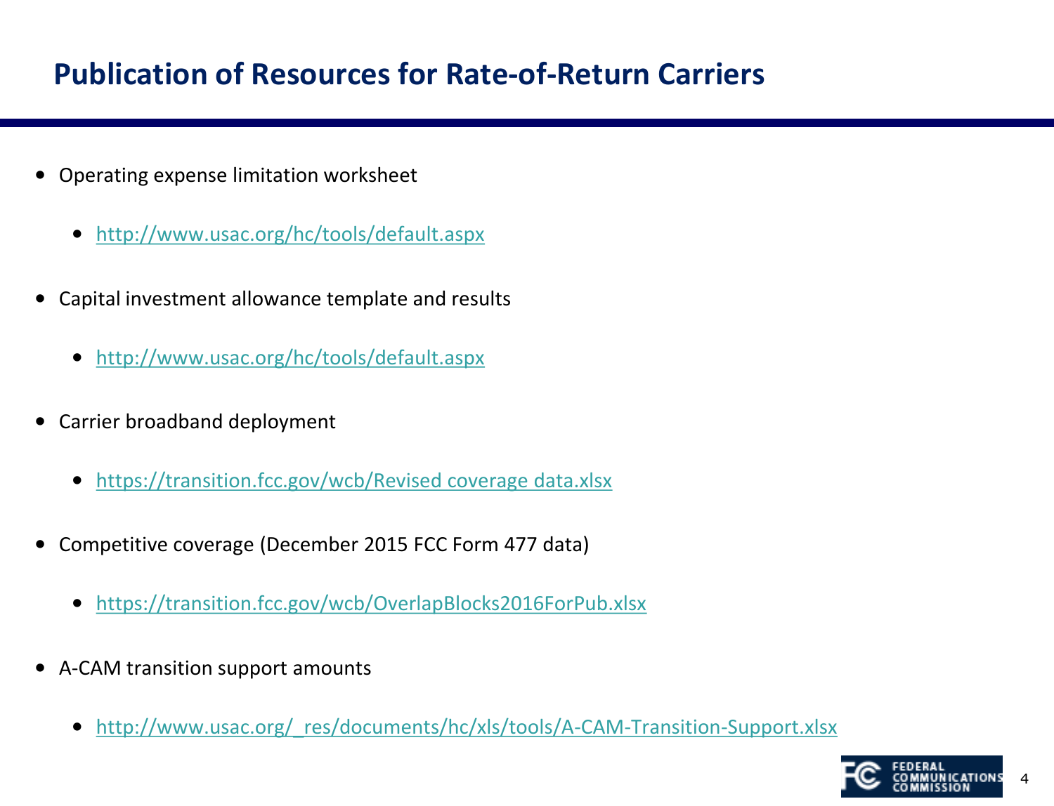# Publication of Resources for Rate-of-Return Carriers

- Operating expense limitation worksheet
  - http://www.usac.org/hc/tools/default.aspx
- Capital investment allowance template and results
  - http://www.usac.org/hc/tools/default.aspx
- Carrier broadband deployment
  - https://transition.fcc.gov/wcb/Revised coverage data.xlsx
- Competitive coverage (December 2015 FCC Form 477 data)
  - https://transition.fcc.gov/wcb/OverlapBlocks2016ForPub.xlsx
- A-CAM transition support amounts
  - http://www.usac.org/_res/documents/hc/xls/tools/A-CAM-Transition-Support.xlsx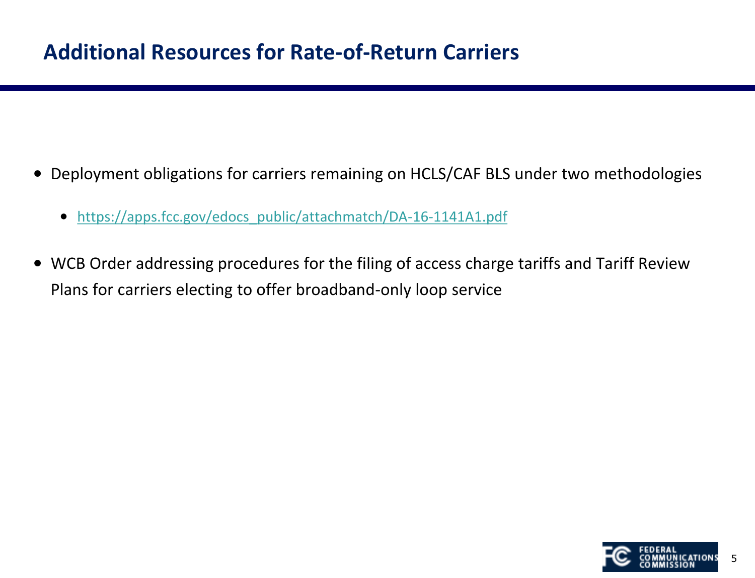# Additional Resources for Rate-of-Return Carriers

- Deployment obligations for carriers remaining on HCLS/CAF BLS under two methodologies
  - https://apps.fcc.gov/edocs_public/attachmatch/DA-16-1141A1.pdf
- WCB Order addressing procedures for the filing of access charge tariffs and Tariff Review Plans for carriers electing to offer broadband-only loop service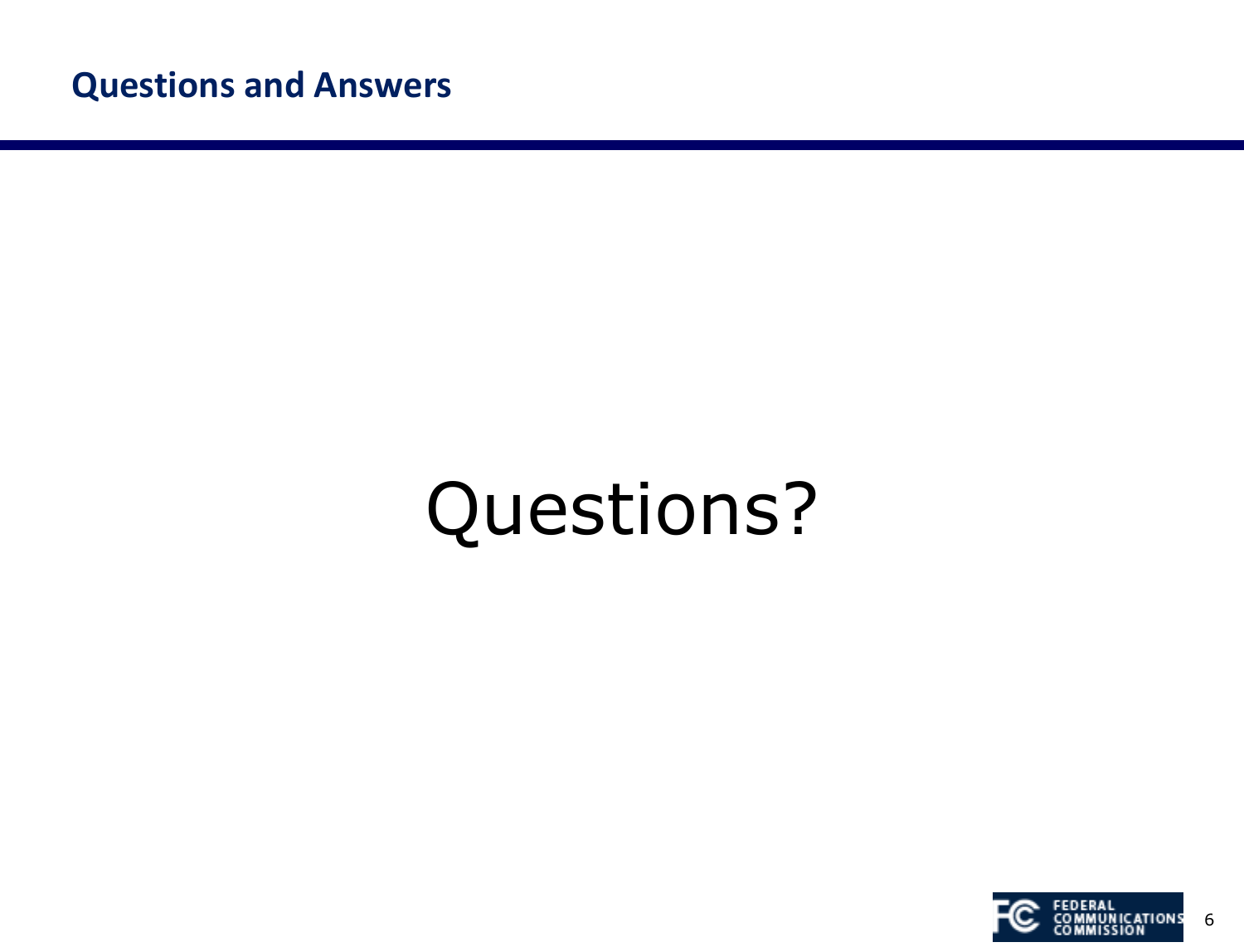## Questions and Answers

Questions?